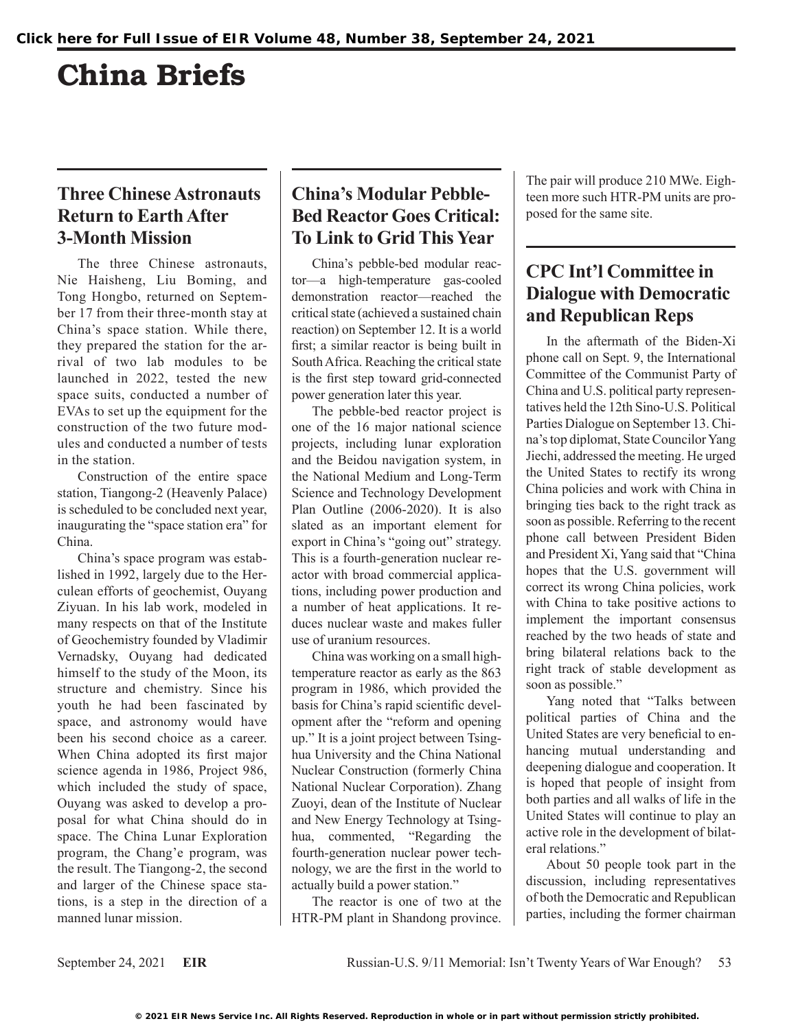# China Briefs

## Three Chinese Astronauts Return to Earth After 3-Month Mission

The three Chinese astronauts, Nie Haisheng, Liu Boming, and Tong Hongbo, returned on September 17 from their three-month stay at China's space station. While there, they prepared the station for the arrival of two lab modules to be launched in 2022, tested the new space suits, conducted a number of EVAs to set up the equipment for the construction of the two future modules and conducted a number of tests in the station.

Construction of the entire space station, Tiangong-2 (Heavenly Palace) is scheduled to be concluded next year, inaugurating the "space station era" for China.

China's space program was established in 1992, largely due to the Herculean efforts of geochemist, Ouyang Ziyuan. In his lab work, modeled in many respects on that of the Institute of Geochemistry founded by Vladimir Vernadsky, Ouyang had dedicated himself to the study of the Moon, its structure and chemistry. Since his youth he had been fascinated by space, and astronomy would have been his second choice as a career. When China adopted its first major science agenda in 1986, Project 986, which included the study of space, Ouyang was asked to develop a proposal for what China should do in space. The China Lunar Exploration program, the Chang'e program, was the result. The Tiangong-2, the second and larger of the Chinese space stations, is a step in the direction of a manned lunar mission.

## China's Modular Pebble-Bed Reactor Goes Critical: To Link to Grid This Year

China's pebble-bed modular reactor—a high-temperature gas-cooled demonstration reactor—reached the critical state (achieved a sustained chain reaction) on September 12. It is a world first; a similar reactor is being built in South Africa. Reaching the critical state is the first step toward grid-connected power generation later this year.

The pebble-bed reactor project is one of the 16 major national science projects, including lunar exploration and the Beidou navigation system, in the National Medium and Long-Term Science and Technology Development Plan Outline (2006-2020). It is also slated as an important element for export in China's "going out" strategy. This is a fourth-generation nuclear reactor with broad commercial applications, including power production and a number of heat applications. It reduces nuclear waste and makes fuller use of uranium resources.

China was working on a small high-temperature reactor as early as the 863 program in 1986, which provided the basis for China's rapid scientific development after the "reform and opening up." It is a joint project between Tsinghua University and the China National Nuclear Construction (formerly China National Nuclear Corporation). Zhang Zuoyi, dean of the Institute of Nuclear and New Energy Technology at Tsinghua, commented, "Regarding the fourth-generation nuclear power technology, we are the first in the world to actually build a power station."

The reactor is one of two at the HTR-PM plant in Shandong province. The pair will produce 210 MWe. Eighteen more such HTR-PM units are proposed for the same site.

## CPC Int'l Committee in Dialogue with Democratic and Republican Reps

In the aftermath of the Biden-Xi phone call on Sept. 9, the International Committee of the Communist Party of China and U.S. political party representatives held the 12th Sino-U.S. Political Parties Dialogue on September 13. China's top diplomat, State Councilor Yang Jiechi, addressed the meeting. He urged the United States to rectify its wrong China policies and work with China in bringing ties back to the right track as soon as possible. Referring to the recent phone call between President Biden and President Xi, Yang said that "China hopes that the U.S. government will correct its wrong China policies, work with China to take positive actions to implement the important consensus reached by the two heads of state and bring bilateral relations back to the right track of stable development as soon as possible."

Yang noted that "Talks between political parties of China and the United States are very beneficial to enhancing mutual understanding and deepening dialogue and cooperation. It is hoped that people of insight from both parties and all walks of life in the United States will continue to play an active role in the development of bilateral relations."

About 50 people took part in the discussion, including representatives of both the Democratic and Republican parties, including the former chairman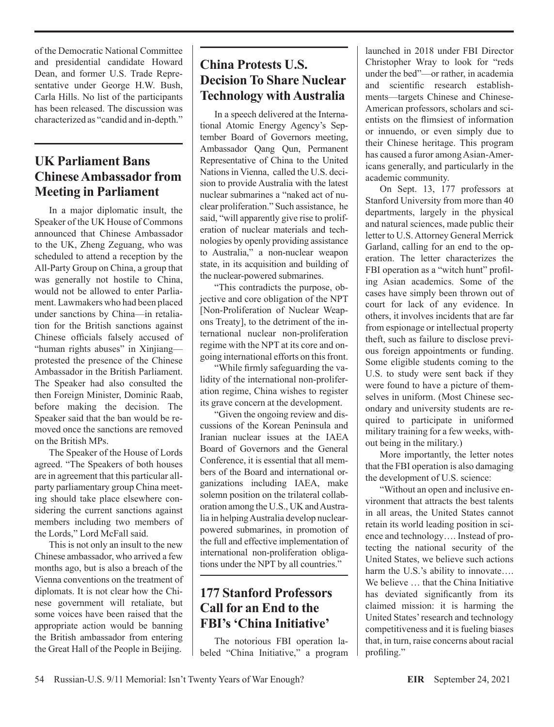of the Democratic National Committee and presidential candidate Howard Dean, and former U.S. Trade Representative under George H.W. Bush, Carla Hills. No list of the participants has been released. The discussion was characterized as "candid and in-depth."

## UK Parliament Bans Chinese Ambassador from Meeting in Parliament

In a major diplomatic insult, the Speaker of the UK House of Commons announced that Chinese Ambassador to the UK, Zheng Zeguang, who was scheduled to attend a reception by the All-Party Group on China, a group that was generally not hostile to China, would not be allowed to enter Parliament. Lawmakers who had been placed under sanctions by China—in retaliation for the British sanctions against Chinese officials falsely accused of "human rights abuses" in Xinjiang—protested the presence of the Chinese Ambassador in the British Parliament. The Speaker had also consulted the then Foreign Minister, Dominic Raab, before making the decision. The Speaker said that the ban would be removed once the sanctions are removed on the British MPs.

The Speaker of the House of Lords agreed. "The Speakers of both houses are in agreement that this particular all-party parliamentary group China meeting should take place elsewhere considering the current sanctions against members including two members of the Lords," Lord McFall said.

This is not only an insult to the new Chinese ambassador, who arrived a few months ago, but is also a breach of the Vienna conventions on the treatment of diplomats. It is not clear how the Chinese government will retaliate, but some voices have been raised that the appropriate action would be banning the British ambassador from entering the Great Hall of the People in Beijing.

## China Protests U.S. Decision To Share Nuclear Technology with Australia

In a speech delivered at the International Atomic Energy Agency's September Board of Governors meeting, Ambassador Qang Qun, Permanent Representative of China to the United Nations in Vienna, called the U.S. decision to provide Australia with the latest nuclear submarines a "naked act of nuclear proliferation." Such assistance, he said, "will apparently give rise to proliferation of nuclear materials and technologies by openly providing assistance to Australia," a non-nuclear weapon state, in its acquisition and building of the nuclear-powered submarines.

"This contradicts the purpose, objective and core obligation of the NPT [Non-Proliferation of Nuclear Weapons Treaty], to the detriment of the international nuclear non-proliferation regime with the NPT at its core and ongoing international efforts on this front.

"While firmly safeguarding the validity of the international non-proliferation regime, China wishes to register its grave concern at the development.

"Given the ongoing review and discussions of the Korean Peninsula and Iranian nuclear issues at the IAEA Board of Governors and the General Conference, it is essential that all members of the Board and international organizations including IAEA, make solemn position on the trilateral collaboration among the U.S., UK and Australia in helping Australia develop nuclear-powered submarines, in promotion of the full and effective implementation of international non-proliferation obligations under the NPT by all countries."

## 177 Stanford Professors Call for an End to the FBI's 'China Initiative'

The notorious FBI operation labeled "China Initiative," a program launched in 2018 under FBI Director Christopher Wray to look for "reds under the bed"—or rather, in academia and scientific research establishments—targets Chinese and Chinese-American professors, scholars and scientists on the flimsiest of information or innuendo, or even simply due to their Chinese heritage. This program has caused a furor among Asian-Americans generally, and particularly in the academic community.

On Sept. 13, 177 professors at Stanford University from more than 40 departments, largely in the physical and natural sciences, made public their letter to U.S. Attorney General Merrick Garland, calling for an end to the operation. The letter characterizes the FBI operation as a "witch hunt" profiling Asian academics. Some of the cases have simply been thrown out of court for lack of any evidence. In others, it involves incidents that are far from espionage or intellectual property theft, such as failure to disclose previous foreign appointments or funding. Some eligible students coming to the U.S. to study were sent back if they were found to have a picture of themselves in uniform. (Most Chinese secondary and university students are required to participate in uniformed military training for a few weeks, without being in the military.)

More importantly, the letter notes that the FBI operation is also damaging the development of U.S. science:

"Without an open and inclusive environment that attracts the best talents in all areas, the United States cannot retain its world leading position in science and technology…. Instead of protecting the national security of the United States, we believe such actions harm the U.S.'s ability to innovate…. We believe … that the China Initiative has deviated significantly from its claimed mission: it is harming the United States' research and technology competitiveness and it is fueling biases that, in turn, raise concerns about racial profiling."